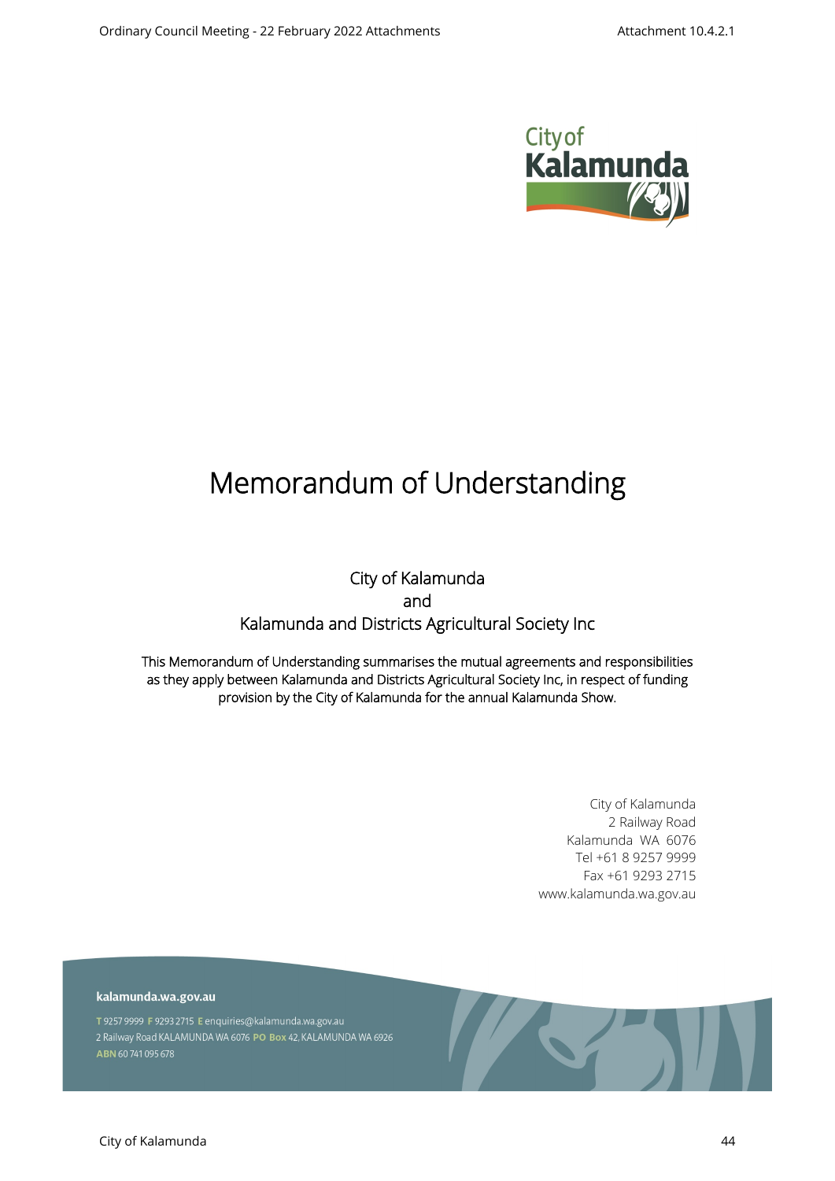# Memorandum of Understanding

City of Kalamunda
and
Kalamunda and Districts Agricultural Society Inc

This Memorandum of Understanding summarises the mutual agreements and responsibilities as they apply between Kalamunda and Districts Agricultural Society Inc, in respect of funding provision by the City of Kalamunda for the annual Kalamunda Show.

City of Kalamunda
2 Railway Road
Kalamunda WA 6076
Tel +61 8 9257 9999
Fax +61 9293 2715
www.kalamunda.wa.gov.au

kalamunda.wa.gov.au

T 9257 9999 F 9293 2715 E enquiries@kalamunda.wa.gov.au
2 Railway Road KALAMUNDA WA 6076 PO Box 42, KALAMUNDA WA 6926
ABN 60 741 095 678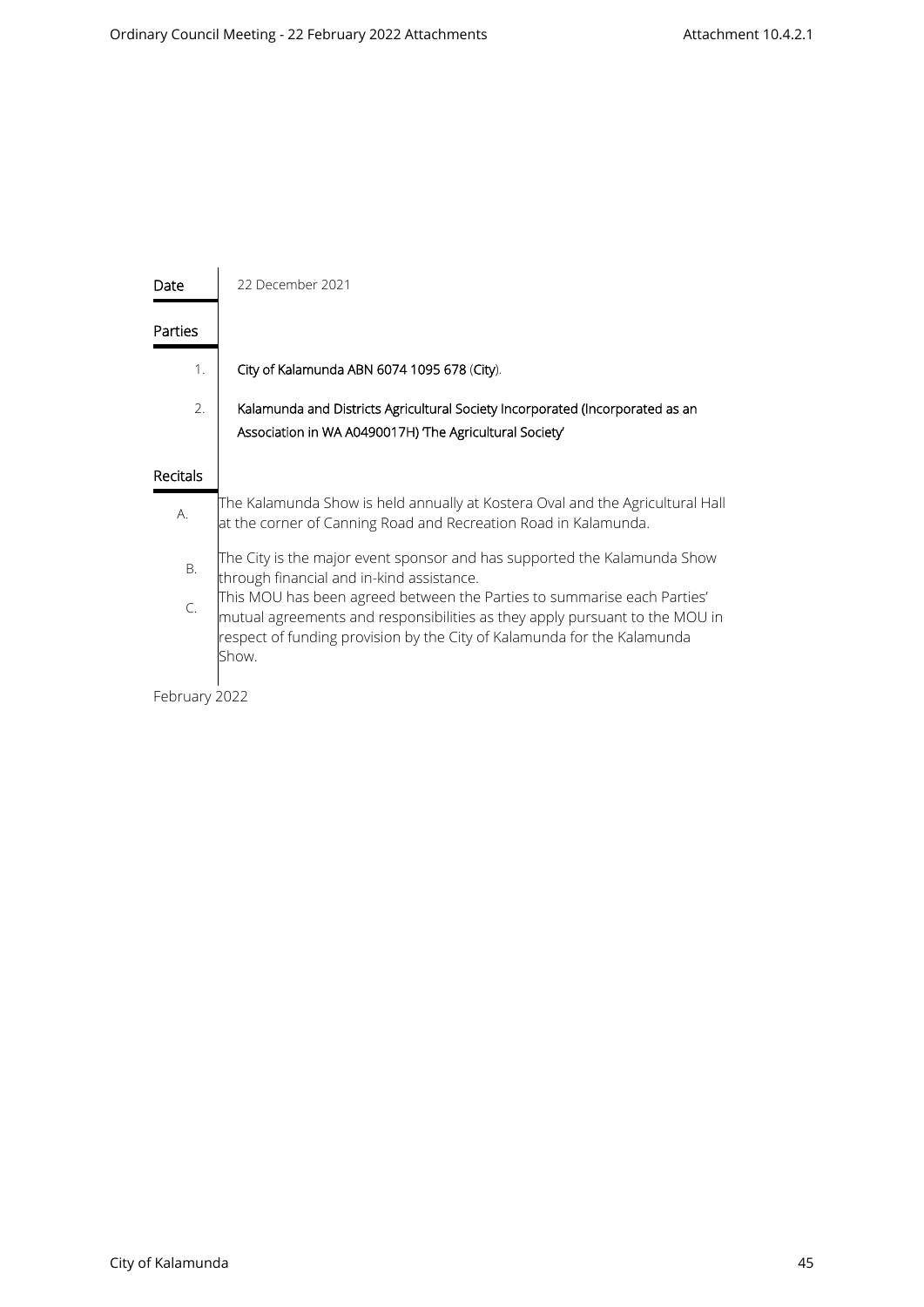**Date** 22 December 2021

**Parties**

1. **City of Kalamunda ABN 6074 1095 678** (**City**).
2. **Kalamunda and Districts Agricultural Society Incorporated (Incorporated as an Association in WA A0490017H) 'The Agricultural Society'**

**Recitals**

A. The Kalamunda Show is held annually at Kostera Oval and the Agricultural Hall at the corner of Canning Road and Recreation Road in Kalamunda.

B. The City is the major event sponsor and has supported the Kalamunda Show through financial and in-kind assistance.

C. This MOU has been agreed between the Parties to summarise each Parties' mutual agreements and responsibilities as they apply pursuant to the MOU in respect of funding provision by the City of Kalamunda for the Kalamunda Show.

February 2022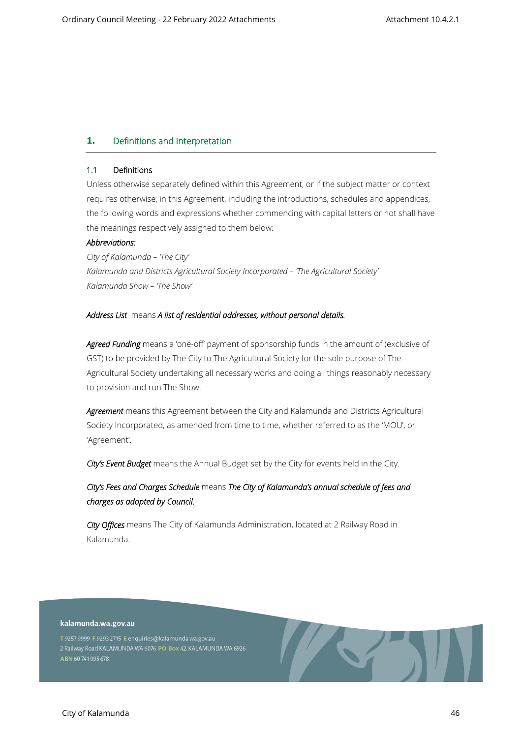## 1. Definitions and Interpretation

### 1.1 Definitions

Unless otherwise separately defined within this Agreement, or if the subject matter or context requires otherwise, in this Agreement, including the introductions, schedules and appendices, the following words and expressions whether commencing with capital letters or not shall have the meanings respectively assigned to them below:

*Abbreviations:*

*City of Kalamunda – 'The City'*

*Kalamunda and Districts Agricultural Society Incorporated – 'The Agricultural Society'*

*Kalamunda Show – 'The Show'*

***Address List*** means ***A list of residential addresses, without personal details.***

***Agreed Funding*** means a 'one-off' payment of sponsorship funds in the amount of (exclusive of GST) to be provided by The City to The Agricultural Society for the sole purpose of The Agricultural Society undertaking all necessary works and doing all things reasonably necessary to provision and run The Show.

***Agreement*** means this Agreement between the City and Kalamunda and Districts Agricultural Society Incorporated, as amended from time to time, whether referred to as the 'MOU', or 'Agreement'.

***City's Event Budget*** means the Annual Budget set by the City for events held in the City.

***City's Fees and Charges Schedule*** means ***The City of Kalamunda's annual schedule of fees and charges as adopted by Council.***

***City Offices*** means The City of Kalamunda Administration, located at 2 Railway Road in Kalamunda.

kalamunda.wa.gov.au

T 9257 9999 F 9293 2715 E enquiries@kalamunda.wa.gov.au
2 Railway Road KALAMUNDA WA 6076 PO Box 42, KALAMUNDA WA 6926
ABN 60 741 095 678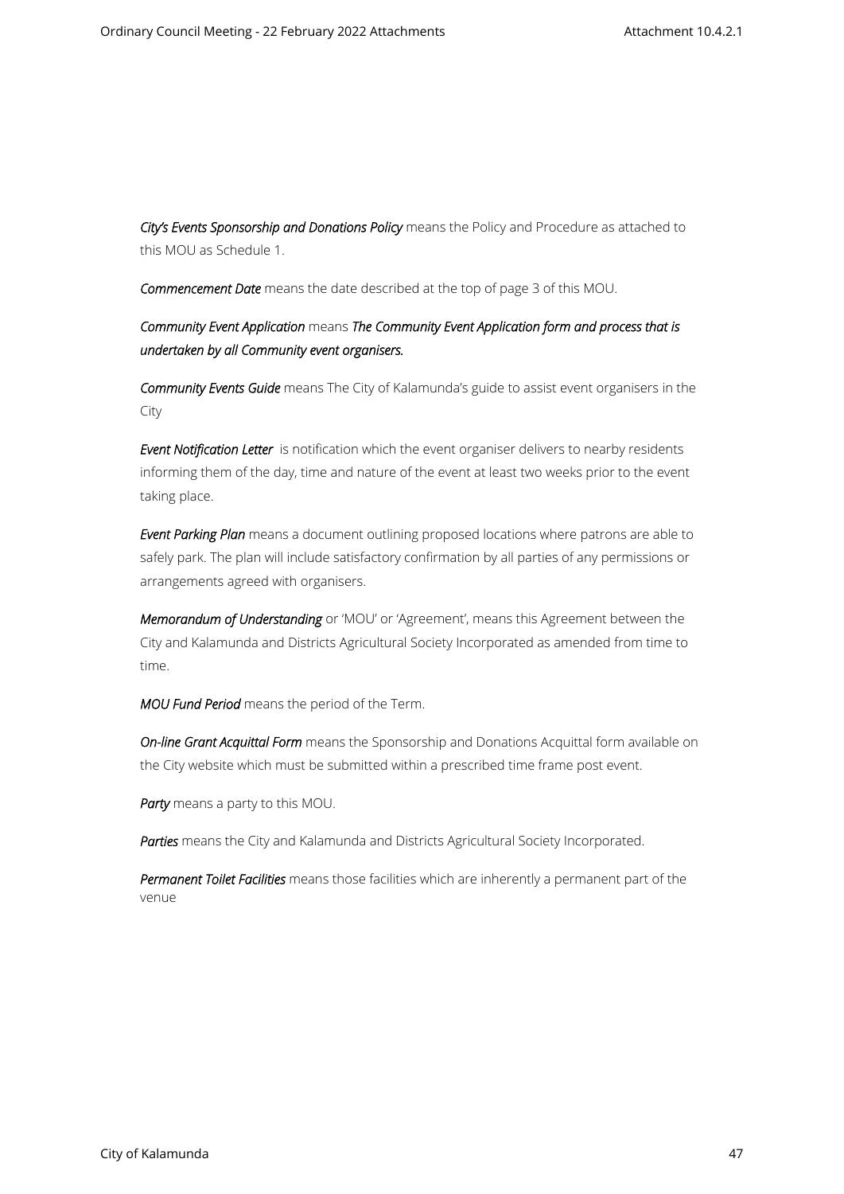***City's Events Sponsorship and Donations Policy*** means the Policy and Procedure as attached to this MOU as Schedule 1.

***Commencement Date*** means the date described at the top of page 3 of this MOU.

***Community Event Application*** means ***The Community Event Application form and process that is undertaken by all Community event organisers.***

***Community Events Guide*** means The City of Kalamunda's guide to assist event organisers in the City

***Event Notification Letter*** is notification which the event organiser delivers to nearby residents informing them of the day, time and nature of the event at least two weeks prior to the event taking place.

***Event Parking Plan*** means a document outlining proposed locations where patrons are able to safely park. The plan will include satisfactory confirmation by all parties of any permissions or arrangements agreed with organisers.

***Memorandum of Understanding*** or 'MOU' or 'Agreement', means this Agreement between the City and Kalamunda and Districts Agricultural Society Incorporated as amended from time to time.

***MOU Fund Period*** means the period of the Term.

***On-line Grant Acquittal Form*** means the Sponsorship and Donations Acquittal form available on the City website which must be submitted within a prescribed time frame post event.

***Party*** means a party to this MOU.

***Parties*** means the City and Kalamunda and Districts Agricultural Society Incorporated.

***Permanent Toilet Facilities*** means those facilities which are inherently a permanent part of the venue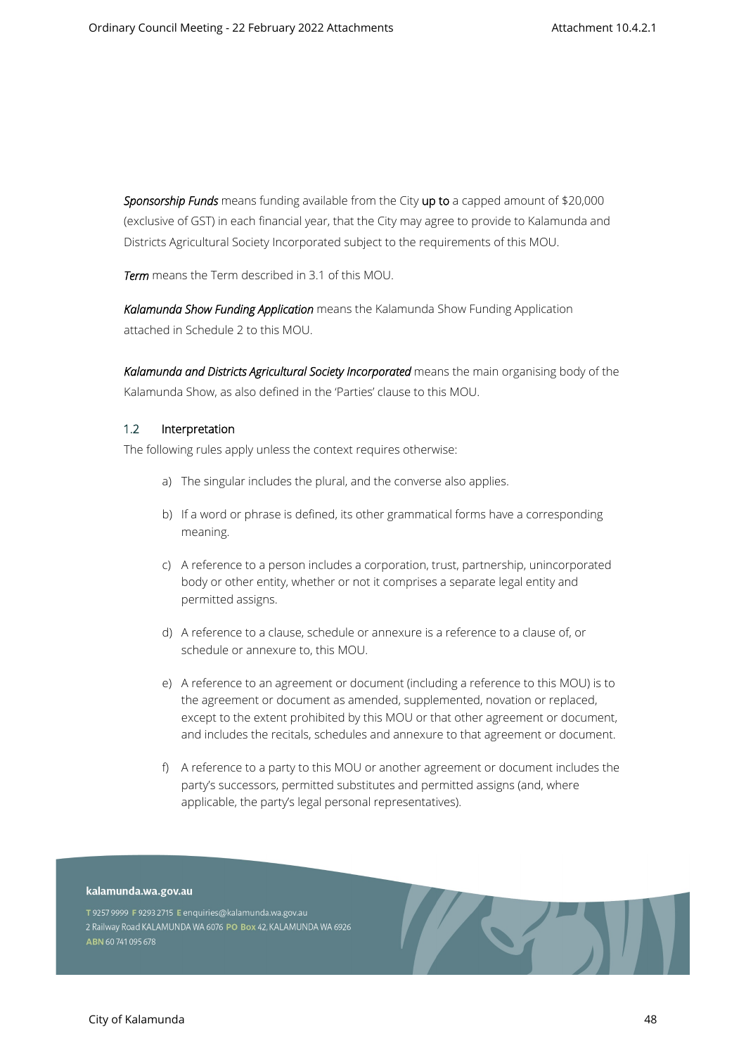***Sponsorship Funds*** means funding available from the City up to a capped amount of $20,000 (exclusive of GST) in each financial year, that the City may agree to provide to Kalamunda and Districts Agricultural Society Incorporated subject to the requirements of this MOU.

***Term*** means the Term described in 3.1 of this MOU.

***Kalamunda Show Funding Application*** means the Kalamunda Show Funding Application attached in Schedule 2 to this MOU.

***Kalamunda and Districts Agricultural Society Incorporated*** means the main organising body of the Kalamunda Show, as also defined in the 'Parties' clause to this MOU.

### 1.2 Interpretation

The following rules apply unless the context requires otherwise:

a) The singular includes the plural, and the converse also applies.

b) If a word or phrase is defined, its other grammatical forms have a corresponding meaning.

c) A reference to a person includes a corporation, trust, partnership, unincorporated body or other entity, whether or not it comprises a separate legal entity and permitted assigns.

d) A reference to a clause, schedule or annexure is a reference to a clause of, or schedule or annexure to, this MOU.

e) A reference to an agreement or document (including a reference to this MOU) is to the agreement or document as amended, supplemented, novation or replaced, except to the extent prohibited by this MOU or that other agreement or document, and includes the recitals, schedules and annexure to that agreement or document.

f) A reference to a party to this MOU or another agreement or document includes the party's successors, permitted substitutes and permitted assigns (and, where applicable, the party's legal personal representatives).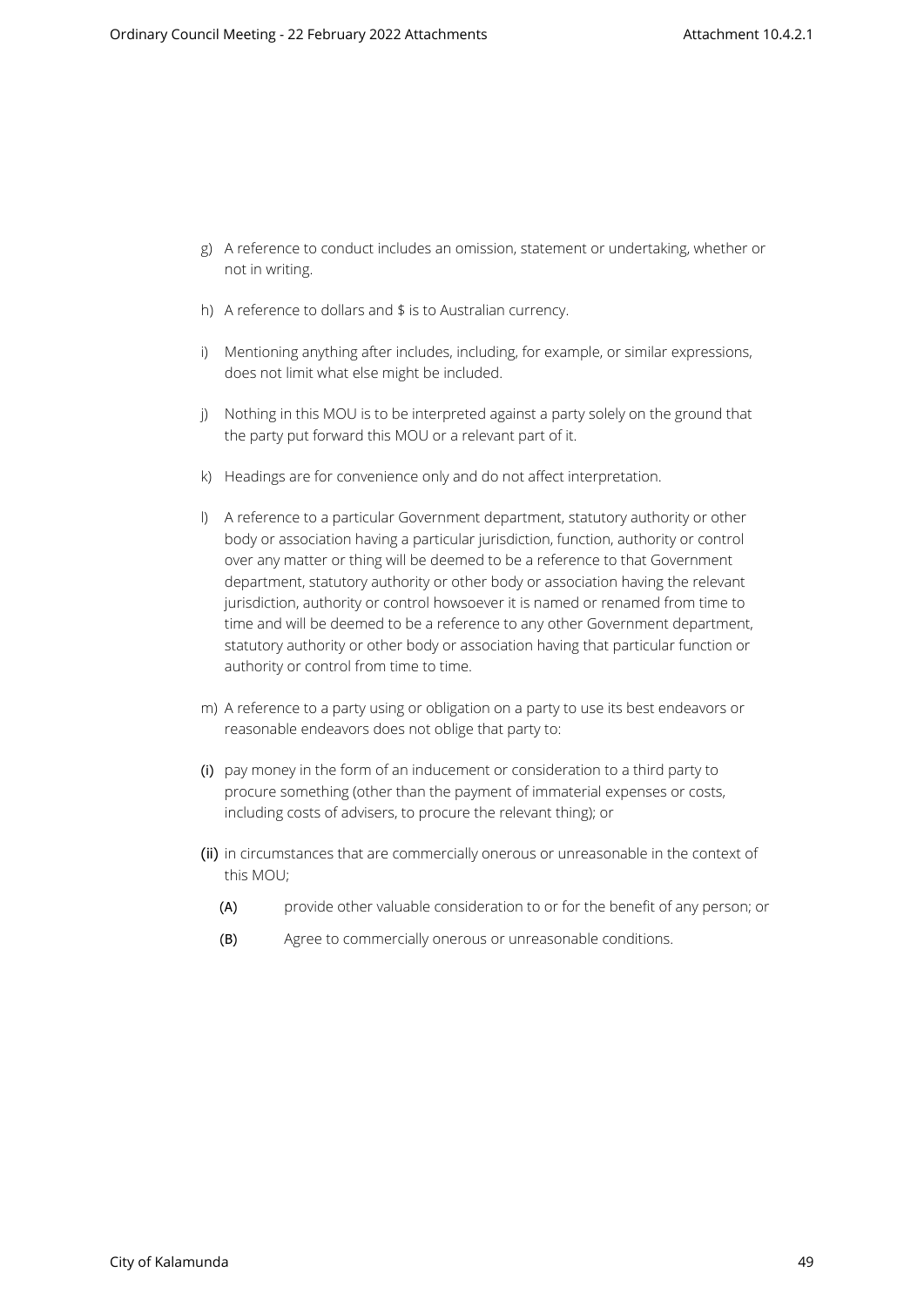g) A reference to conduct includes an omission, statement or undertaking, whether or not in writing.

h) A reference to dollars and $ is to Australian currency.

i) Mentioning anything after includes, including, for example, or similar expressions, does not limit what else might be included.

j) Nothing in this MOU is to be interpreted against a party solely on the ground that the party put forward this MOU or a relevant part of it.

k) Headings are for convenience only and do not affect interpretation.

l) A reference to a particular Government department, statutory authority or other body or association having a particular jurisdiction, function, authority or control over any matter or thing will be deemed to be a reference to that Government department, statutory authority or other body or association having the relevant jurisdiction, authority or control howsoever it is named or renamed from time to time and will be deemed to be a reference to any other Government department, statutory authority or other body or association having that particular function or authority or control from time to time.

m) A reference to a party using or obligation on a party to use its best endeavors or reasonable endeavors does not oblige that party to:

(i) pay money in the form of an inducement or consideration to a third party to procure something (other than the payment of immaterial expenses or costs, including costs of advisers, to procure the relevant thing); or

(ii) in circumstances that are commercially onerous or unreasonable in the context of this MOU;

   (A) provide other valuable consideration to or for the benefit of any person; or

   (B) Agree to commercially onerous or unreasonable conditions.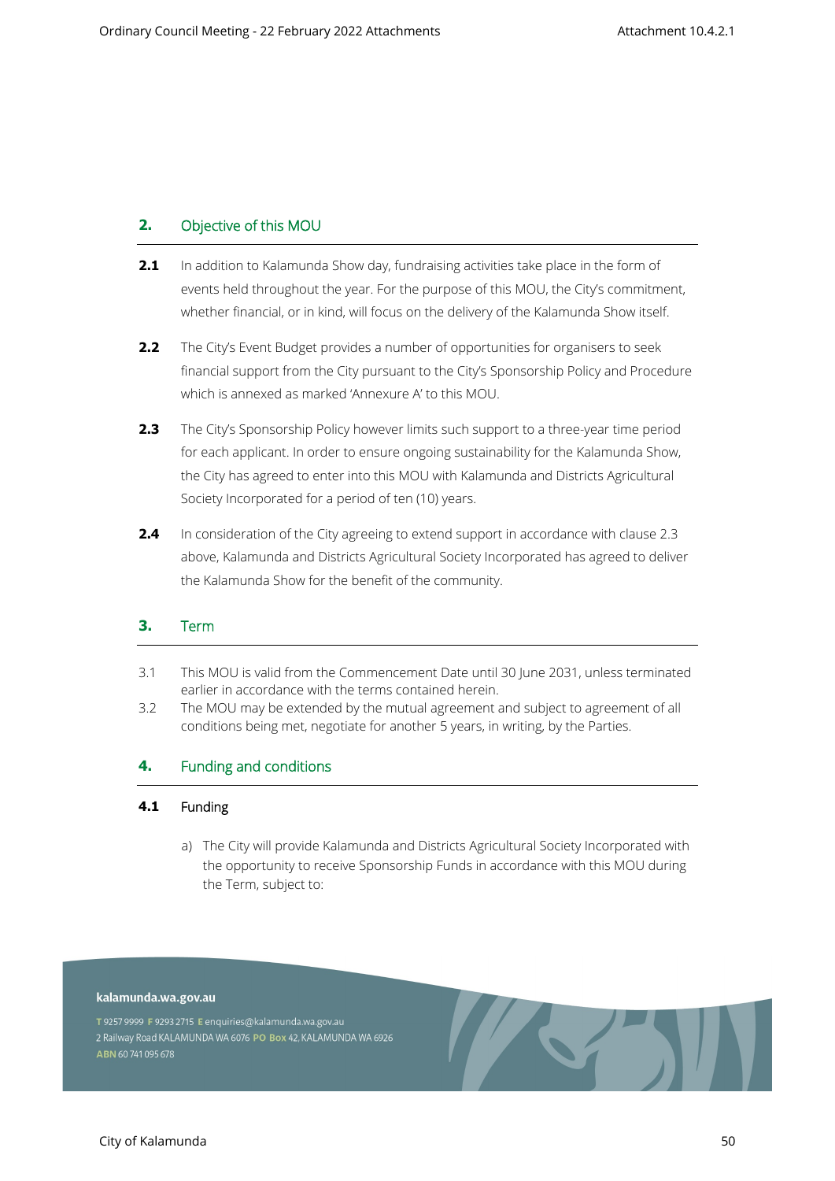## 2. Objective of this MOU

**2.1** In addition to Kalamunda Show day, fundraising activities take place in the form of events held throughout the year. For the purpose of this MOU, the City's commitment, whether financial, or in kind, will focus on the delivery of the Kalamunda Show itself.

**2.2** The City's Event Budget provides a number of opportunities for organisers to seek financial support from the City pursuant to the City's Sponsorship Policy and Procedure which is annexed as marked 'Annexure A' to this MOU.

**2.3** The City's Sponsorship Policy however limits such support to a three-year time period for each applicant. In order to ensure ongoing sustainability for the Kalamunda Show, the City has agreed to enter into this MOU with Kalamunda and Districts Agricultural Society Incorporated for a period of ten (10) years.

**2.4** In consideration of the City agreeing to extend support in accordance with clause 2.3 above, Kalamunda and Districts Agricultural Society Incorporated has agreed to deliver the Kalamunda Show for the benefit of the community.

## 3. Term

3.1 This MOU is valid from the Commencement Date until 30 June 2031, unless terminated earlier in accordance with the terms contained herein.

3.2 The MOU may be extended by the mutual agreement and subject to agreement of all conditions being met, negotiate for another 5 years, in writing, by the Parties.

## 4. Funding and conditions

### 4.1 Funding

a) The City will provide Kalamunda and Districts Agricultural Society Incorporated with the opportunity to receive Sponsorship Funds in accordance with this MOU during the Term, subject to:

**kalamunda.wa.gov.au**

T 9257 9999 F 9293 2715 E enquiries@kalamunda.wa.gov.au
2 Railway Road KALAMUNDA WA 6076 PO Box 42, KALAMUNDA WA 6926
ABN 60 741 095 678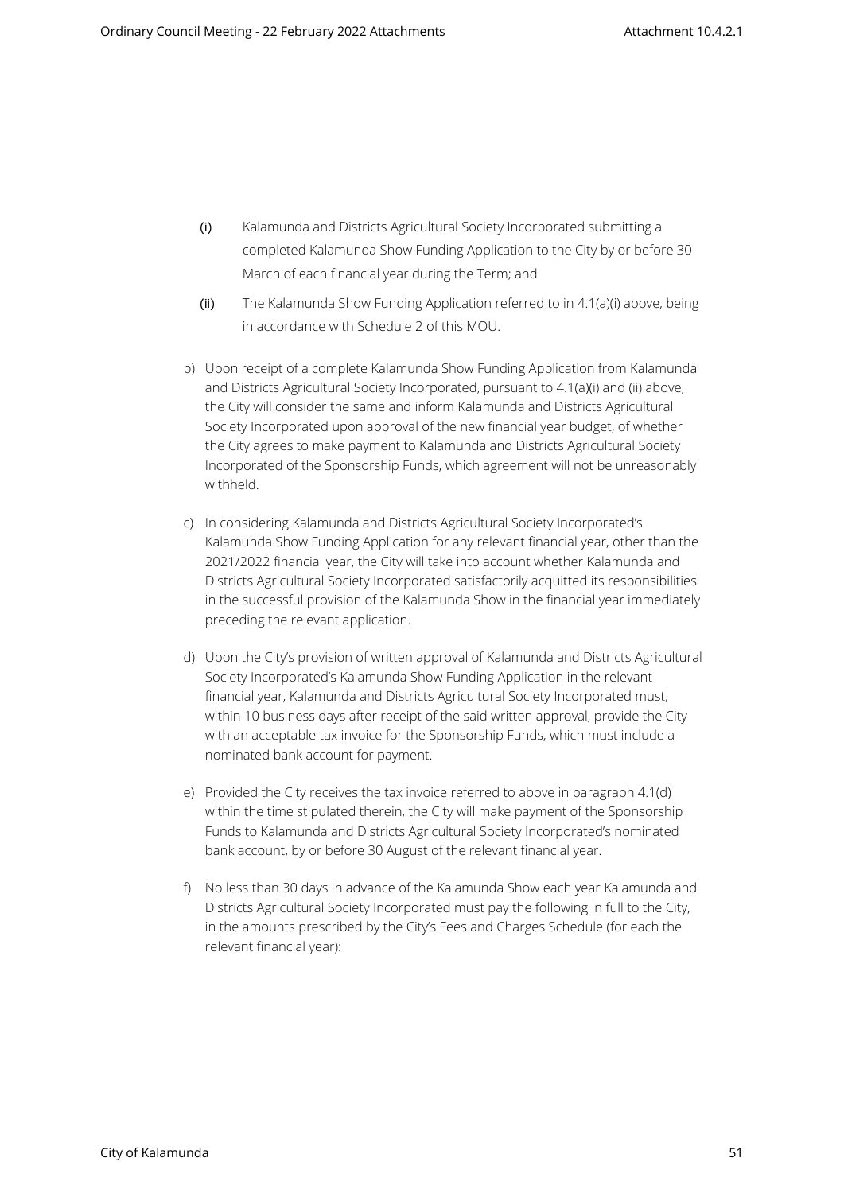(i) Kalamunda and Districts Agricultural Society Incorporated submitting a completed Kalamunda Show Funding Application to the City by or before 30 March of each financial year during the Term; and

(ii) The Kalamunda Show Funding Application referred to in 4.1(a)(i) above, being in accordance with Schedule 2 of this MOU.

b) Upon receipt of a complete Kalamunda Show Funding Application from Kalamunda and Districts Agricultural Society Incorporated, pursuant to 4.1(a)(i) and (ii) above, the City will consider the same and inform Kalamunda and Districts Agricultural Society Incorporated upon approval of the new financial year budget, of whether the City agrees to make payment to Kalamunda and Districts Agricultural Society Incorporated of the Sponsorship Funds, which agreement will not be unreasonably withheld.

c) In considering Kalamunda and Districts Agricultural Society Incorporated's Kalamunda Show Funding Application for any relevant financial year, other than the 2021/2022 financial year, the City will take into account whether Kalamunda and Districts Agricultural Society Incorporated satisfactorily acquitted its responsibilities in the successful provision of the Kalamunda Show in the financial year immediately preceding the relevant application.

d) Upon the City's provision of written approval of Kalamunda and Districts Agricultural Society Incorporated's Kalamunda Show Funding Application in the relevant financial year, Kalamunda and Districts Agricultural Society Incorporated must, within 10 business days after receipt of the said written approval, provide the City with an acceptable tax invoice for the Sponsorship Funds, which must include a nominated bank account for payment.

e) Provided the City receives the tax invoice referred to above in paragraph 4.1(d) within the time stipulated therein, the City will make payment of the Sponsorship Funds to Kalamunda and Districts Agricultural Society Incorporated's nominated bank account, by or before 30 August of the relevant financial year.

f) No less than 30 days in advance of the Kalamunda Show each year Kalamunda and Districts Agricultural Society Incorporated must pay the following in full to the City, in the amounts prescribed by the City's Fees and Charges Schedule (for each the relevant financial year):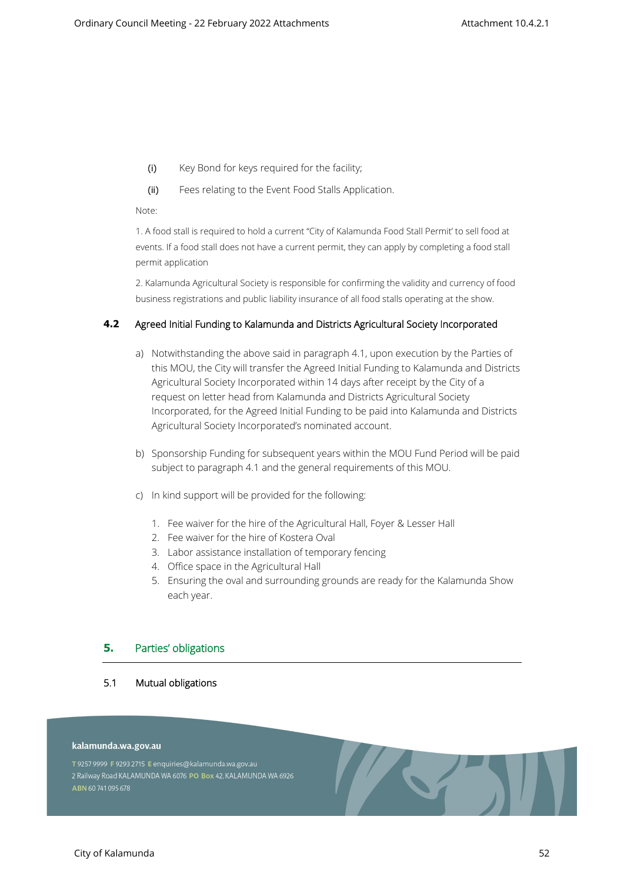(i) Key Bond for keys required for the facility;

(ii) Fees relating to the Event Food Stalls Application.

Note:

1. A food stall is required to hold a current "City of Kalamunda Food Stall Permit' to sell food at events. If a food stall does not have a current permit, they can apply by completing a food stall permit application

2. Kalamunda Agricultural Society is responsible for confirming the validity and currency of food business registrations and public liability insurance of all food stalls operating at the show.

### 4.2 Agreed Initial Funding to Kalamunda and Districts Agricultural Society Incorporated

a) Notwithstanding the above said in paragraph 4.1, upon execution by the Parties of this MOU, the City will transfer the Agreed Initial Funding to Kalamunda and Districts Agricultural Society Incorporated within 14 days after receipt by the City of a request on letter head from Kalamunda and Districts Agricultural Society Incorporated, for the Agreed Initial Funding to be paid into Kalamunda and Districts Agricultural Society Incorporated's nominated account.

b) Sponsorship Funding for subsequent years within the MOU Fund Period will be paid subject to paragraph 4.1 and the general requirements of this MOU.

c) In kind support will be provided for the following:

1. Fee waiver for the hire of the Agricultural Hall, Foyer & Lesser Hall
2. Fee waiver for the hire of Kostera Oval
3. Labor assistance installation of temporary fencing
4. Office space in the Agricultural Hall
5. Ensuring the oval and surrounding grounds are ready for the Kalamunda Show each year.

## 5. Parties' obligations

### 5.1 Mutual obligations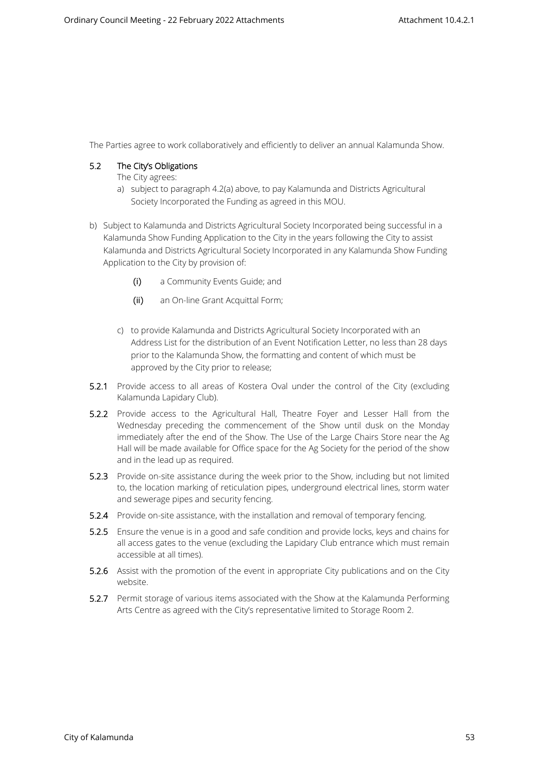The Parties agree to work collaboratively and efficiently to deliver an annual Kalamunda Show.

### 5.2 The City's Obligations

The City agrees:

a) subject to paragraph 4.2(a) above, to pay Kalamunda and Districts Agricultural Society Incorporated the Funding as agreed in this MOU.

b) Subject to Kalamunda and Districts Agricultural Society Incorporated being successful in a Kalamunda Show Funding Application to the City in the years following the City to assist Kalamunda and Districts Agricultural Society Incorporated in any Kalamunda Show Funding Application to the City by provision of:

   (i) a Community Events Guide; and

   (ii) an On-line Grant Acquittal Form;

c) to provide Kalamunda and Districts Agricultural Society Incorporated with an Address List for the distribution of an Event Notification Letter, no less than 28 days prior to the Kalamunda Show, the formatting and content of which must be approved by the City prior to release;

**5.2.1** Provide access to all areas of Kostera Oval under the control of the City (excluding Kalamunda Lapidary Club).

**5.2.2** Provide access to the Agricultural Hall, Theatre Foyer and Lesser Hall from the Wednesday preceding the commencement of the Show until dusk on the Monday immediately after the end of the Show. The Use of the Large Chairs Store near the Ag Hall will be made available for Office space for the Ag Society for the period of the show and in the lead up as required.

**5.2.3** Provide on-site assistance during the week prior to the Show, including but not limited to, the location marking of reticulation pipes, underground electrical lines, storm water and sewerage pipes and security fencing.

**5.2.4** Provide on-site assistance, with the installation and removal of temporary fencing.

**5.2.5** Ensure the venue is in a good and safe condition and provide locks, keys and chains for all access gates to the venue (excluding the Lapidary Club entrance which must remain accessible at all times).

**5.2.6** Assist with the promotion of the event in appropriate City publications and on the City website.

**5.2.7** Permit storage of various items associated with the Show at the Kalamunda Performing Arts Centre as agreed with the City's representative limited to Storage Room 2.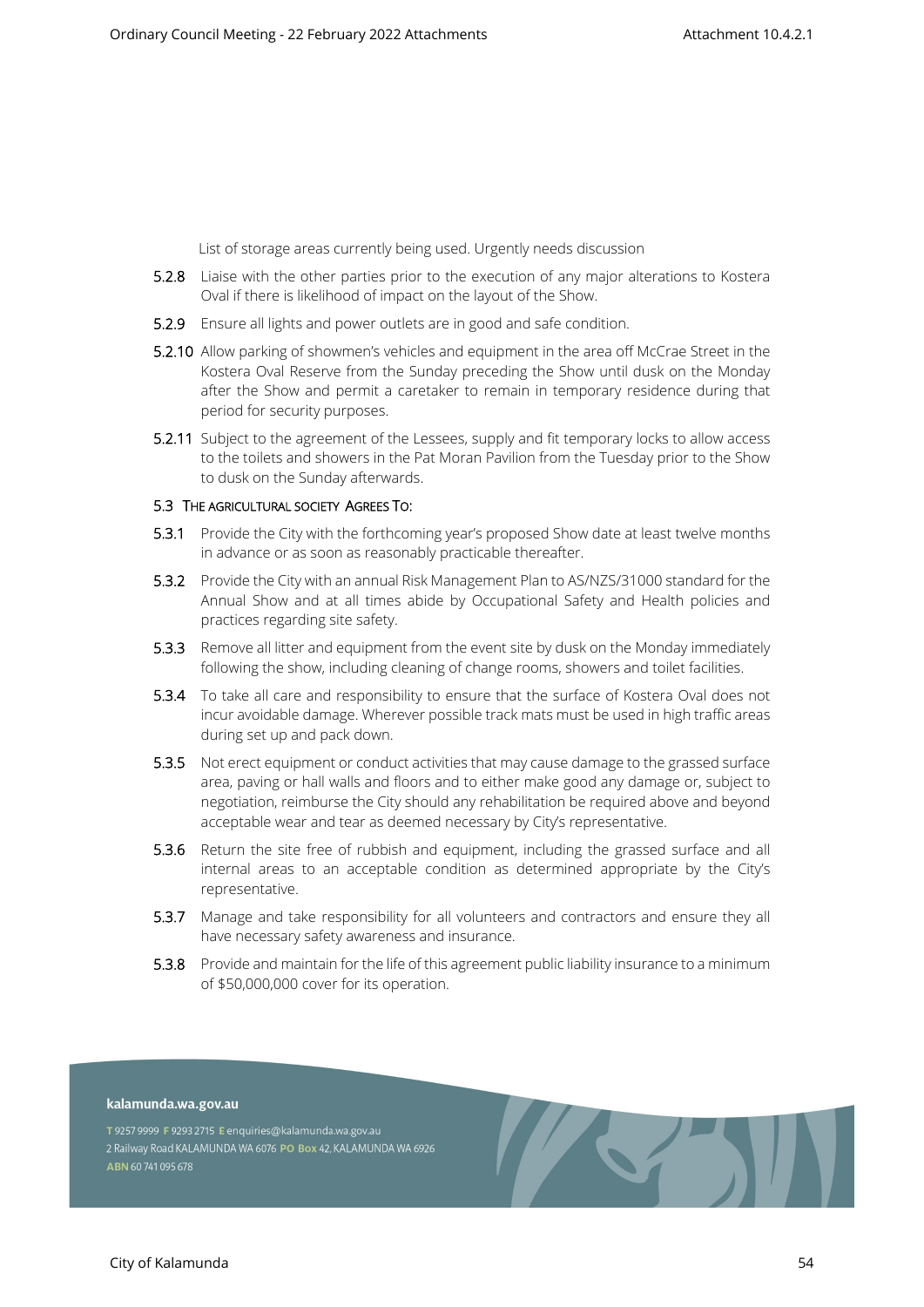List of storage areas currently being used. Urgently needs discussion

**5.2.8** Liaise with the other parties prior to the execution of any major alterations to Kostera Oval if there is likelihood of impact on the layout of the Show.

**5.2.9** Ensure all lights and power outlets are in good and safe condition.

**5.2.10** Allow parking of showmen's vehicles and equipment in the area off McCrae Street in the Kostera Oval Reserve from the Sunday preceding the Show until dusk on the Monday after the Show and permit a caretaker to remain in temporary residence during that period for security purposes.

**5.2.11** Subject to the agreement of the Lessees, supply and fit temporary locks to allow access to the toilets and showers in the Pat Moran Pavilion from the Tuesday prior to the Show to dusk on the Sunday afterwards.

### 5.3 THE AGRICULTURAL SOCIETY AGREES TO:

**5.3.1** Provide the City with the forthcoming year's proposed Show date at least twelve months in advance or as soon as reasonably practicable thereafter.

**5.3.2** Provide the City with an annual Risk Management Plan to AS/NZS/31000 standard for the Annual Show and at all times abide by Occupational Safety and Health policies and practices regarding site safety.

**5.3.3** Remove all litter and equipment from the event site by dusk on the Monday immediately following the show, including cleaning of change rooms, showers and toilet facilities.

**5.3.4** To take all care and responsibility to ensure that the surface of Kostera Oval does not incur avoidable damage. Wherever possible track mats must be used in high traffic areas during set up and pack down.

**5.3.5** Not erect equipment or conduct activities that may cause damage to the grassed surface area, paving or hall walls and floors and to either make good any damage or, subject to negotiation, reimburse the City should any rehabilitation be required above and beyond acceptable wear and tear as deemed necessary by City's representative.

**5.3.6** Return the site free of rubbish and equipment, including the grassed surface and all internal areas to an acceptable condition as determined appropriate by the City's representative.

**5.3.7** Manage and take responsibility for all volunteers and contractors and ensure they all have necessary safety awareness and insurance.

**5.3.8** Provide and maintain for the life of this agreement public liability insurance to a minimum of $50,000,000 cover for its operation.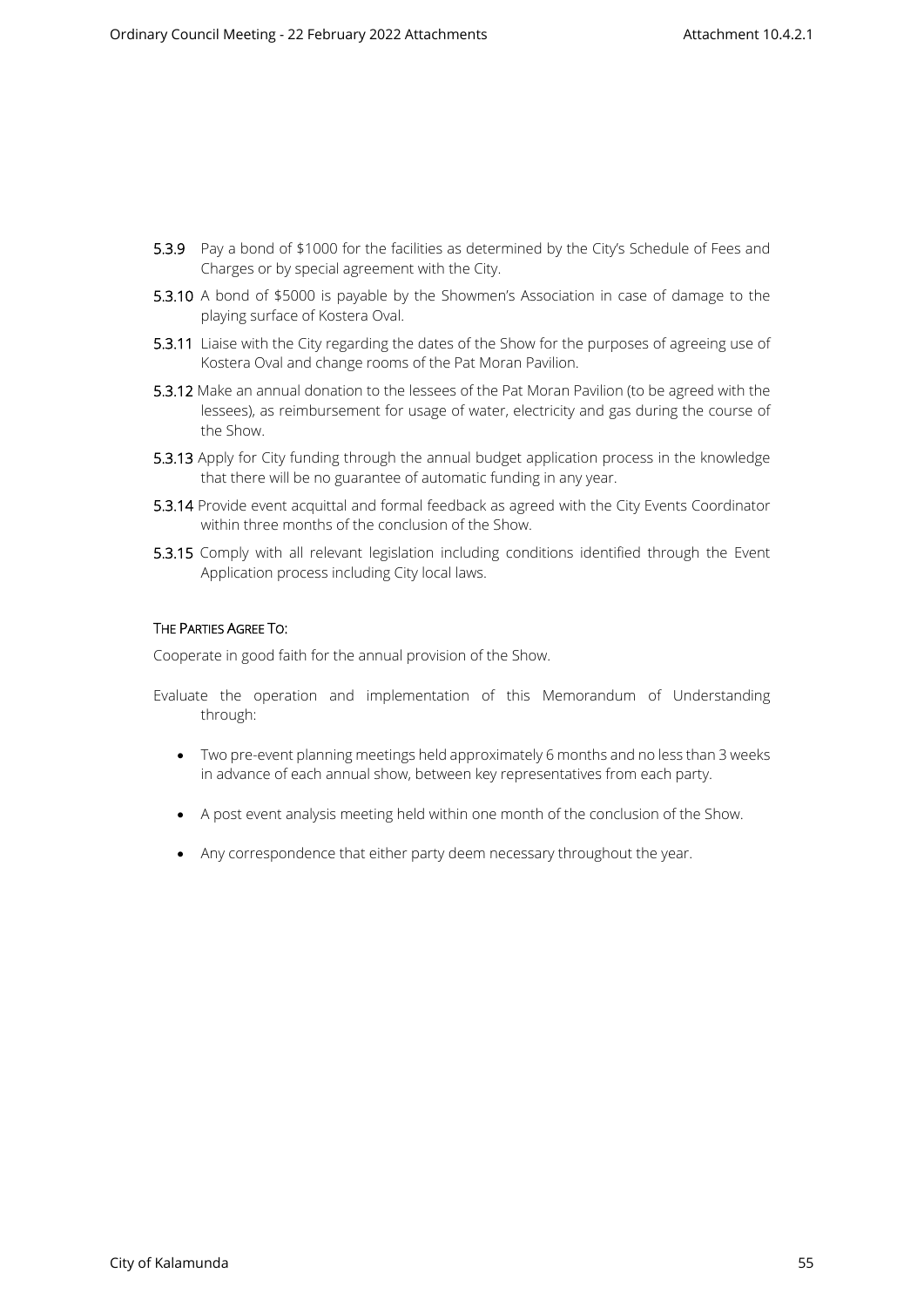**5.3.9** Pay a bond of $1000 for the facilities as determined by the City's Schedule of Fees and Charges or by special agreement with the City.

**5.3.10** A bond of $5000 is payable by the Showmen's Association in case of damage to the playing surface of Kostera Oval.

**5.3.11** Liaise with the City regarding the dates of the Show for the purposes of agreeing use of Kostera Oval and change rooms of the Pat Moran Pavilion.

**5.3.12** Make an annual donation to the lessees of the Pat Moran Pavilion (to be agreed with the lessees), as reimbursement for usage of water, electricity and gas during the course of the Show.

**5.3.13** Apply for City funding through the annual budget application process in the knowledge that there will be no guarantee of automatic funding in any year.

**5.3.14** Provide event acquittal and formal feedback as agreed with the City Events Coordinator within three months of the conclusion of the Show.

**5.3.15** Comply with all relevant legislation including conditions identified through the Event Application process including City local laws.

THE PARTIES AGREE TO:

Cooperate in good faith for the annual provision of the Show.

Evaluate the operation and implementation of this Memorandum of Understanding through:

- Two pre-event planning meetings held approximately 6 months and no less than 3 weeks in advance of each annual show, between key representatives from each party.
- A post event analysis meeting held within one month of the conclusion of the Show.
- Any correspondence that either party deem necessary throughout the year.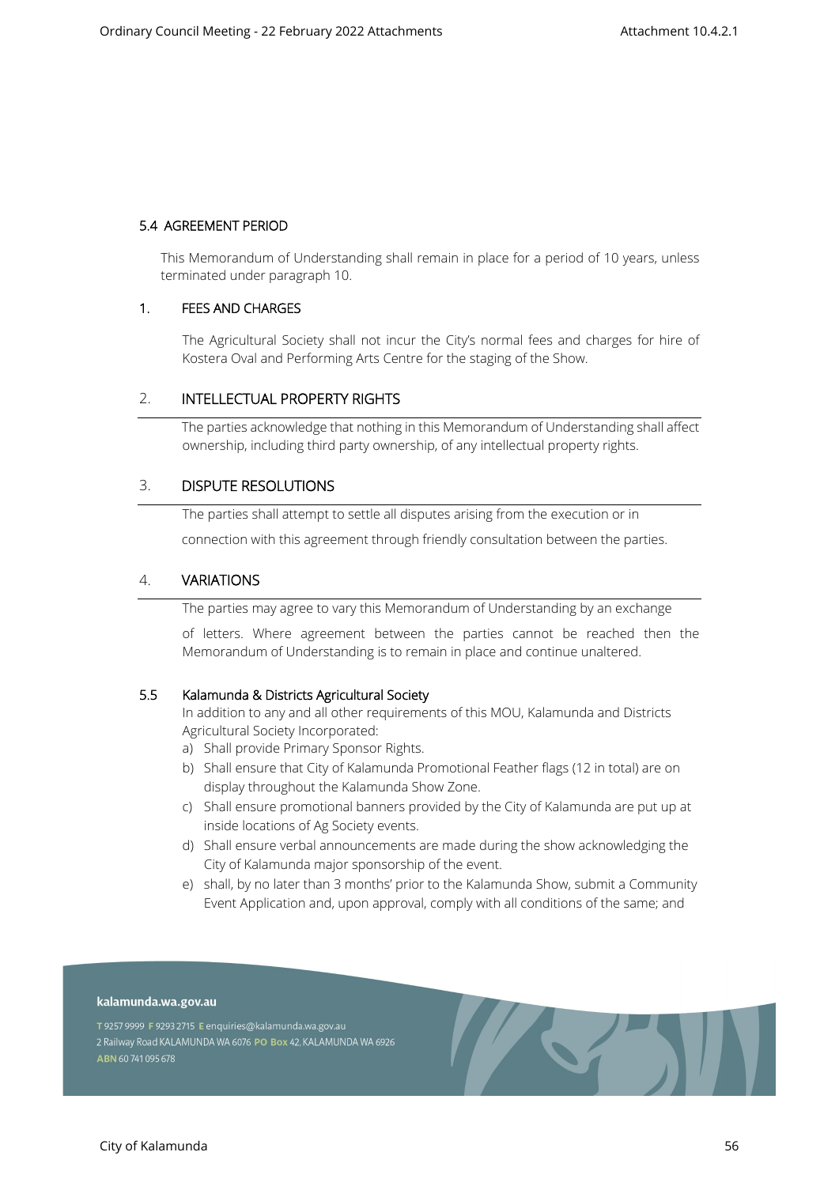### 5.4 AGREEMENT PERIOD

This Memorandum of Understanding shall remain in place for a period of 10 years, unless terminated under paragraph 10.

### 1. FEES AND CHARGES

The Agricultural Society shall not incur the City's normal fees and charges for hire of Kostera Oval and Performing Arts Centre for the staging of the Show.

### 2. INTELLECTUAL PROPERTY RIGHTS

The parties acknowledge that nothing in this Memorandum of Understanding shall affect ownership, including third party ownership, of any intellectual property rights.

### 3. DISPUTE RESOLUTIONS

The parties shall attempt to settle all disputes arising from the execution or in connection with this agreement through friendly consultation between the parties.

### 4. VARIATIONS

The parties may agree to vary this Memorandum of Understanding by an exchange of letters. Where agreement between the parties cannot be reached then the Memorandum of Understanding is to remain in place and continue unaltered.

### 5.5 Kalamunda & Districts Agricultural Society

In addition to any and all other requirements of this MOU, Kalamunda and Districts Agricultural Society Incorporated:

a) Shall provide Primary Sponsor Rights.
b) Shall ensure that City of Kalamunda Promotional Feather flags (12 in total) are on display throughout the Kalamunda Show Zone.
c) Shall ensure promotional banners provided by the City of Kalamunda are put up at inside locations of Ag Society events.
d) Shall ensure verbal announcements are made during the show acknowledging the City of Kalamunda major sponsorship of the event.
e) shall, by no later than 3 months' prior to the Kalamunda Show, submit a Community Event Application and, upon approval, comply with all conditions of the same; and

**kalamunda.wa.gov.au**

T 9257 9999 F 9293 2715 E enquiries@kalamunda.wa.gov.au
2 Railway Road KALAMUNDA WA 6076 PO Box 42, KALAMUNDA WA 6926
ABN 60 741 095 678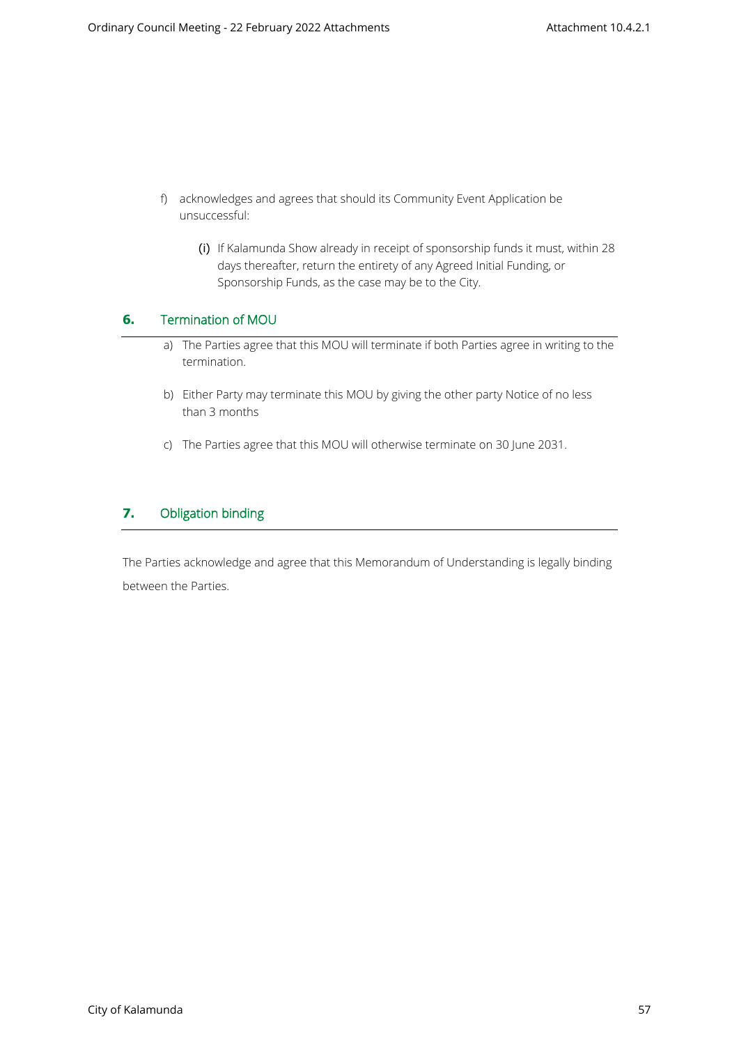f) acknowledges and agrees that should its Community Event Application be unsuccessful:

   (i) If Kalamunda Show already in receipt of sponsorship funds it must, within 28 days thereafter, return the entirety of any Agreed Initial Funding, or Sponsorship Funds, as the case may be to the City.

## 6. Termination of MOU

a) The Parties agree that this MOU will terminate if both Parties agree in writing to the termination.

b) Either Party may terminate this MOU by giving the other party Notice of no less than 3 months

c) The Parties agree that this MOU will otherwise terminate on 30 June 2031.

## 7. Obligation binding

The Parties acknowledge and agree that this Memorandum of Understanding is legally binding between the Parties.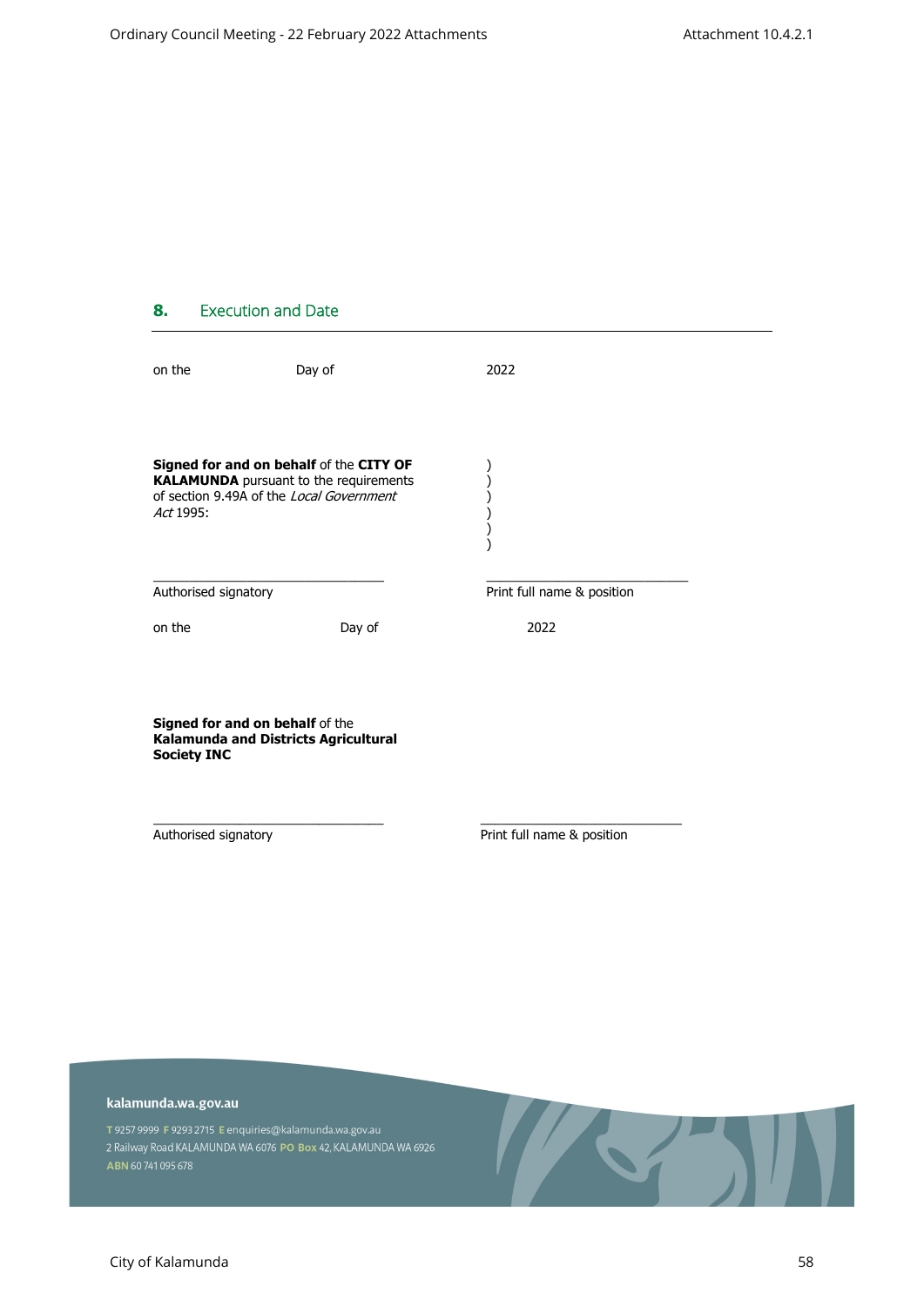## 8. Execution and Date

on the Day of 2022

**Signed for and on behalf** of the **CITY OF KALAMUNDA** pursuant to the requirements of section 9.49A of the *Local Government Act* 1995:

)
)
)
)
)
)

\_\_\_\_\_\_\_\_\_\_\_\_\_\_\_\_\_\_\_\_\_\_\_\_\_\_\_\_ \_\_\_\_\_\_\_\_\_\_\_\_\_\_\_\_\_\_\_\_\_\_\_\_\_\_\_\_

Authorised signatory Print full name & position

on the Day of 2022

**Signed for and on behalf** of the **Kalamunda and Districts Agricultural Society INC**

\_\_\_\_\_\_\_\_\_\_\_\_\_\_\_\_\_\_\_\_\_\_\_\_\_\_\_\_ \_\_\_\_\_\_\_\_\_\_\_\_\_\_\_\_\_\_\_\_\_\_\_\_\_\_\_\_

Authorised signatory Print full name & position

**kalamunda.wa.gov.au**

T 9257 9999 F 9293 2715 E enquiries@kalamunda.wa.gov.au
2 Railway Road KALAMUNDA WA 6076 PO Box 42, KALAMUNDA WA 6926
ABN 60 741 095 678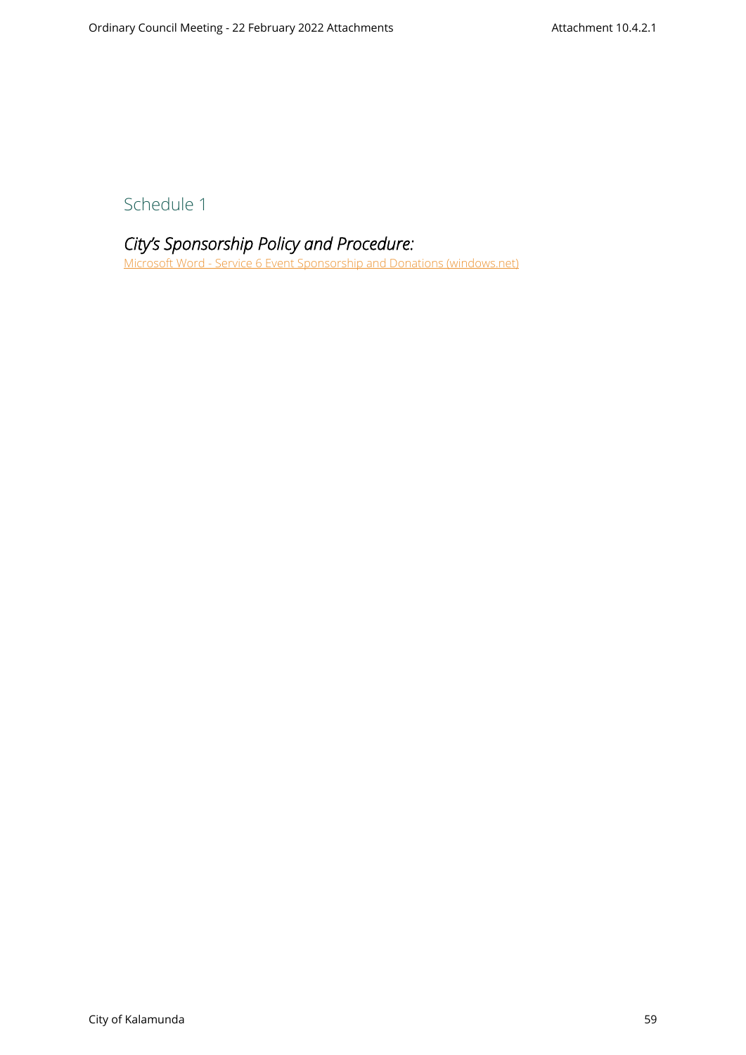## Schedule 1

### *City's Sponsorship Policy and Procedure:*

Microsoft Word - Service 6 Event Sponsorship and Donations (windows.net)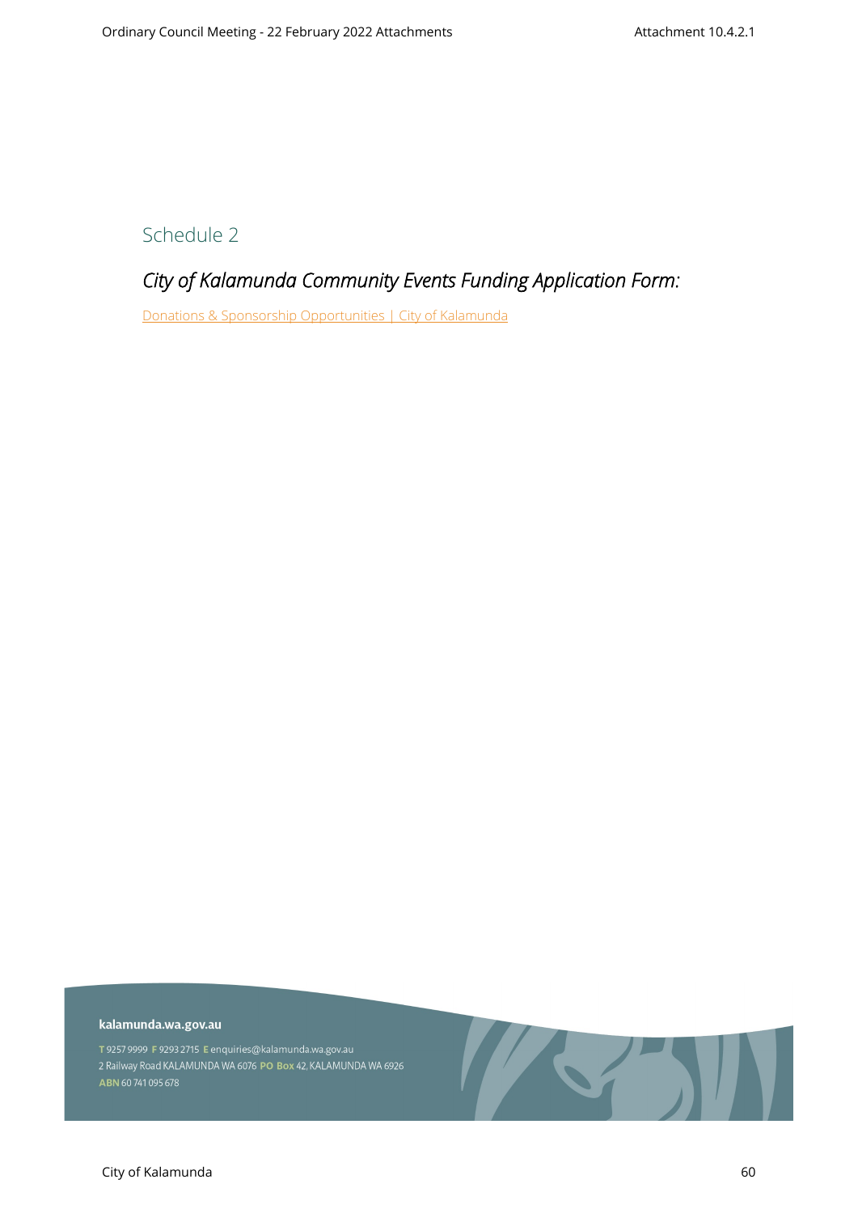## Schedule 2

### *City of Kalamunda Community Events Funding Application Form:*

Donations & Sponsorship Opportunities | City of Kalamunda

**kalamunda.wa.gov.au**

**T** 9257 9999 **F** 9293 2715 **E** enquiries@kalamunda.wa.gov.au
2 Railway Road KALAMUNDA WA 6076 **PO Box** 42, KALAMUNDA WA 6926
**ABN** 60 741 095 678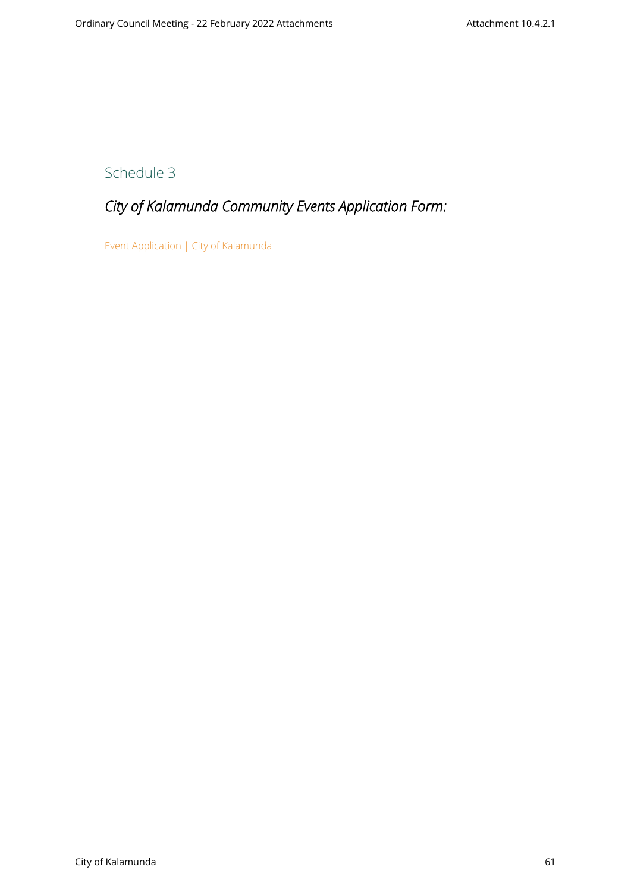## Schedule 3

### *City of Kalamunda Community Events Application Form:*

Event Application | City of Kalamunda